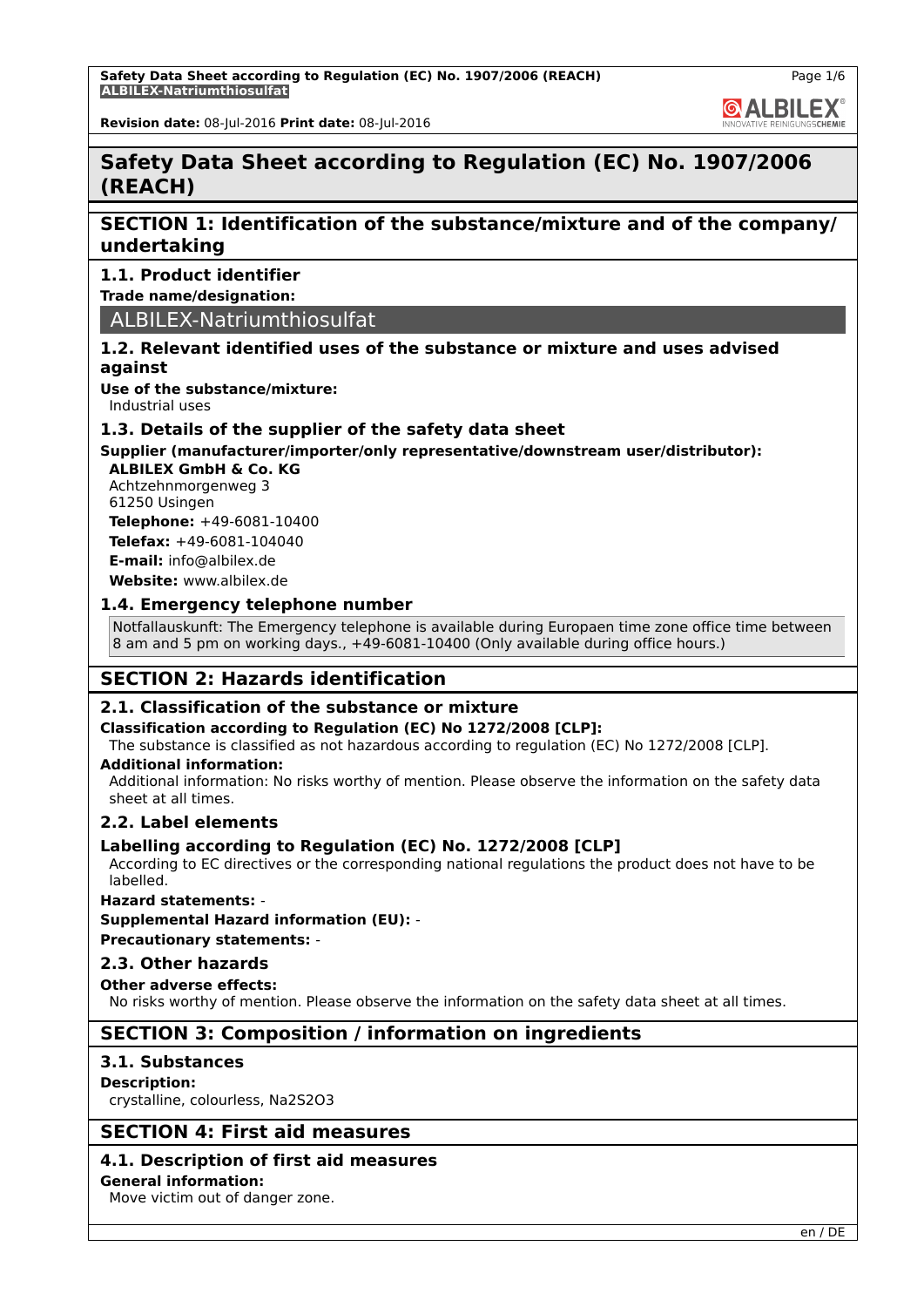# Safety Data Sheet according to Regulation (EC) No. 1907/2006 (REACH)

**Revision date:** 08-Jul-2016 **Print date:** 08-Jul-2016

## SECTION 1: Identification of the substance/mixture and of the company/ undertaking

### 1.1. Product identifier

**Trade name/designation:**

ALBILEX-Natriumthiosulfat

### 1.2. Relevant identified uses of the substance or mixture and uses advised against

**Use of the substance/mixture:**
Industrial uses

### 1.3. Details of the supplier of the safety data sheet

**Supplier (manufacturer/importer/only representative/downstream user/distributor):**

**ALBILEX GmbH & Co. KG**
Achtzehnmorgenweg 3
61250 Usingen
**Telephone:** +49-6081-10400
**Telefax:** +49-6081-104040
**E-mail:** info@albilex.de
**Website:** www.albilex.de

### 1.4. Emergency telephone number

Notfallauskunft: The Emergency telephone is available during Europaen time zone office time between 8 am and 5 pm on working days., +49-6081-10400 (Only available during office hours.)

## SECTION 2: Hazards identification

### 2.1. Classification of the substance or mixture

**Classification according to Regulation (EC) No 1272/2008 [CLP]:**
The substance is classified as not hazardous according to regulation (EC) No 1272/2008 [CLP].

**Additional information:**
Additional information: No risks worthy of mention. Please observe the information on the safety data sheet at all times.

### 2.2. Label elements

**Labelling according to Regulation (EC) No. 1272/2008 [CLP]**
According to EC directives or the corresponding national regulations the product does not have to be labelled.

**Hazard statements:** -

**Supplemental Hazard information (EU):** -

**Precautionary statements:** -

### 2.3. Other hazards

**Other adverse effects:**
No risks worthy of mention. Please observe the information on the safety data sheet at all times.

## SECTION 3: Composition / information on ingredients

### 3.1. Substances

**Description:**
crystalline, colourless, $Na_2S_2O_3$

## SECTION 4: First aid measures

### 4.1. Description of first aid measures

**General information:**
Move victim out of danger zone.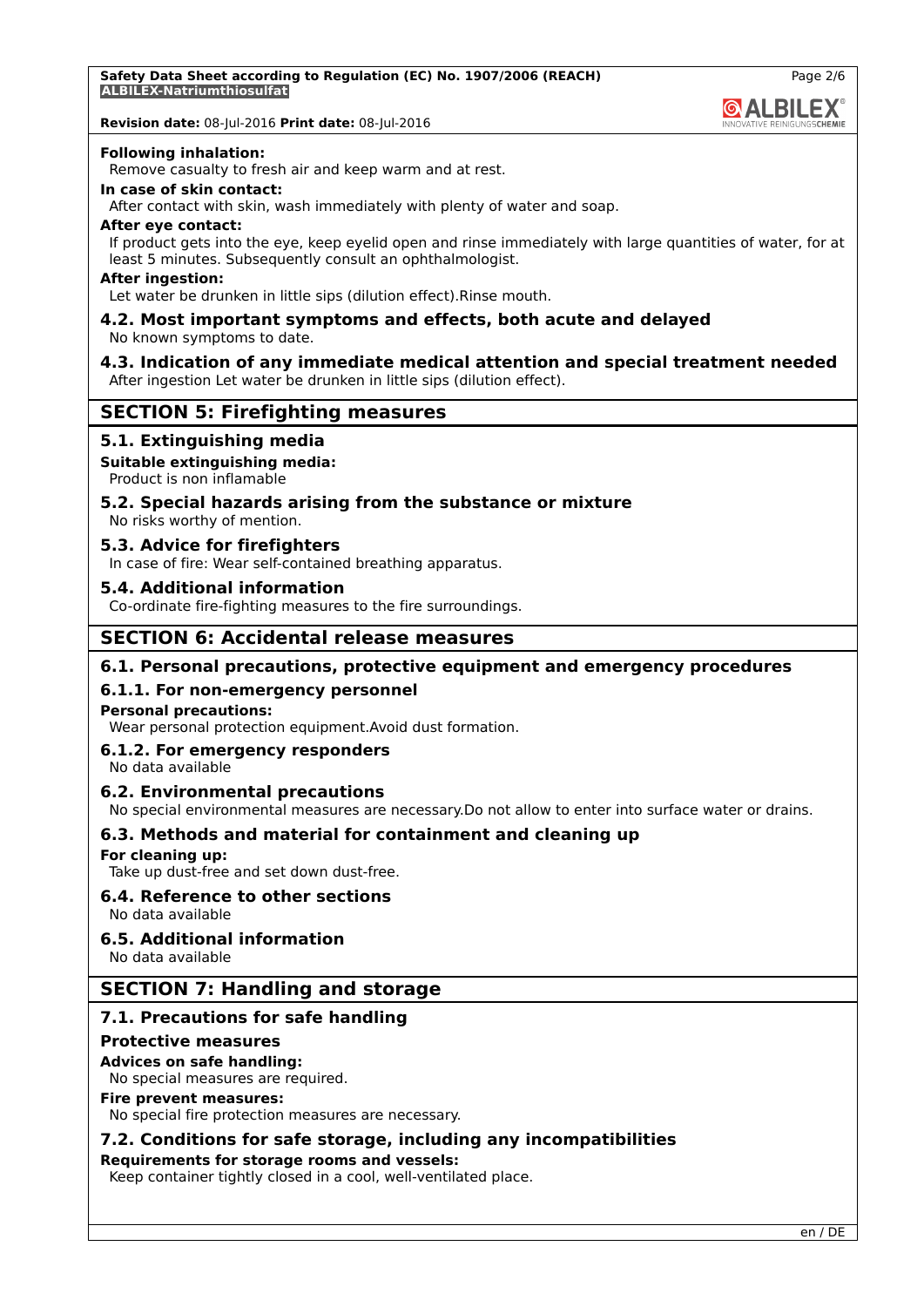**Following inhalation:**
Remove casualty to fresh air and keep warm and at rest.

**In case of skin contact:**
After contact with skin, wash immediately with plenty of water and soap.

**After eye contact:**
If product gets into the eye, keep eyelid open and rinse immediately with large quantities of water, for at least 5 minutes. Subsequently consult an ophthalmologist.

**After ingestion:**
Let water be drunken in little sips (dilution effect).Rinse mouth.

### 4.2. Most important symptoms and effects, both acute and delayed

No known symptoms to date.

### 4.3. Indication of any immediate medical attention and special treatment needed

After ingestion Let water be drunken in little sips (dilution effect).

## SECTION 5: Firefighting measures

### 5.1. Extinguishing media

**Suitable extinguishing media:**
Product is non inflamable

### 5.2. Special hazards arising from the substance or mixture

No risks worthy of mention.

### 5.3. Advice for firefighters

In case of fire: Wear self-contained breathing apparatus.

### 5.4. Additional information

Co-ordinate fire-fighting measures to the fire surroundings.

## SECTION 6: Accidental release measures

### 6.1. Personal precautions, protective equipment and emergency procedures

#### 6.1.1. For non-emergency personnel

**Personal precautions:**
Wear personal protection equipment.Avoid dust formation.

#### 6.1.2. For emergency responders

No data available

### 6.2. Environmental precautions

No special environmental measures are necessary.Do not allow to enter into surface water or drains.

### 6.3. Methods and material for containment and cleaning up

**For cleaning up:**
Take up dust-free and set down dust-free.

### 6.4. Reference to other sections

No data available

### 6.5. Additional information

No data available

## SECTION 7: Handling and storage

### 7.1. Precautions for safe handling

**Protective measures**

**Advices on safe handling:**
No special measures are required.

**Fire prevent measures:**
No special fire protection measures are necessary.

### 7.2. Conditions for safe storage, including any incompatibilities

**Requirements for storage rooms and vessels:**
Keep container tightly closed in a cool, well-ventilated place.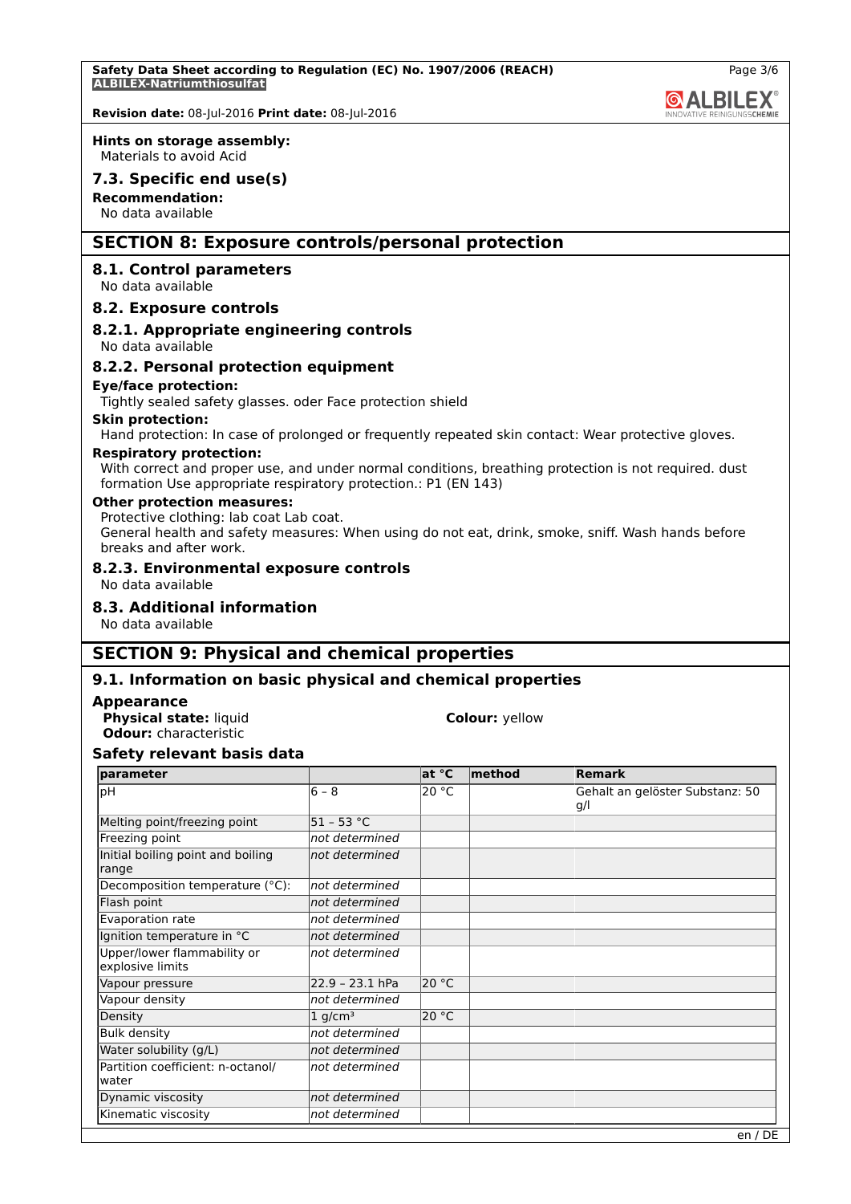**Hints on storage assembly:**
Materials to avoid Acid

### 7.3. Specific end use(s)

**Recommendation:**
No data available

## SECTION 8: Exposure controls/personal protection

### 8.1. Control parameters

No data available

### 8.2. Exposure controls

#### 8.2.1. Appropriate engineering controls

No data available

#### 8.2.2. Personal protection equipment

**Eye/face protection:**
Tightly sealed safety glasses. oder Face protection shield

**Skin protection:**
Hand protection: In case of prolonged or frequently repeated skin contact: Wear protective gloves.

**Respiratory protection:**
With correct and proper use, and under normal conditions, breathing protection is not required. dust formation Use appropriate respiratory protection.: P1 (EN 143)

**Other protection measures:**
Protective clothing: lab coat Lab coat.
General health and safety measures: When using do not eat, drink, smoke, sniff. Wash hands before breaks and after work.

#### 8.2.3. Environmental exposure controls

No data available

### 8.3. Additional information

No data available

## SECTION 9: Physical and chemical properties

### 9.1. Information on basic physical and chemical properties

**Appearance**

**Physical state:** liquid
**Colour:** yellow
**Odour:** characteristic

**Safety relevant basis data**

| parameter | | at °C | method | Remark |
|---|---|---|---|---|
| pH | 6 – 8 | 20 °C | | Gehalt an gelöster Substanz: 50 g/l |
| Melting point/freezing point | 51 – 53 °C | | | |
| Freezing point | *not determined* | | | |
| Initial boiling point and boiling range | *not determined* | | | |
| Decomposition temperature (°C): | *not determined* | | | |
| Flash point | *not determined* | | | |
| Evaporation rate | *not determined* | | | |
| Ignition temperature in °C | *not determined* | | | |
| Upper/lower flammability or explosive limits | *not determined* | | | |
| Vapour pressure | 22.9 – 23.1 hPa | 20 °C | | |
| Vapour density | *not determined* | | | |
| Density | 1 $g/cm^3$ | 20 °C | | |
| Bulk density | *not determined* | | | |
| Water solubility (g/L) | *not determined* | | | |
| Partition coefficient: n-octanol/water | *not determined* | | | |
| Dynamic viscosity | *not determined* | | | |
| Kinematic viscosity | *not determined* | | | |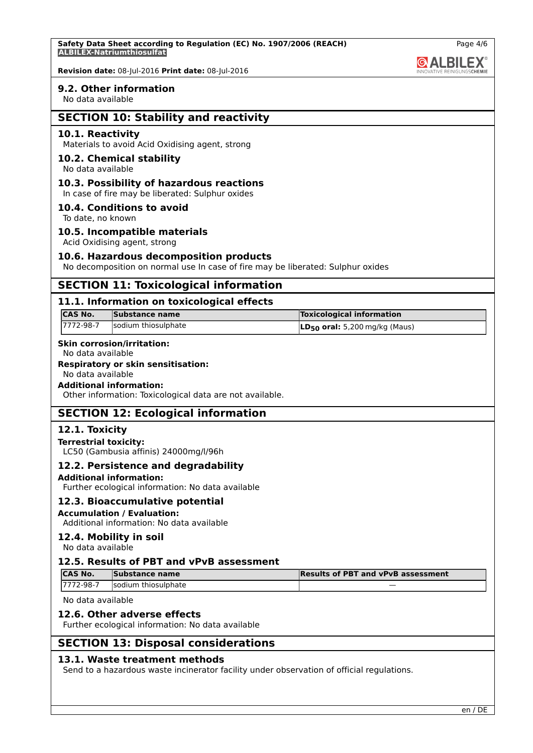### 9.2. Other information

No data available

## SECTION 10: Stability and reactivity

### 10.1. Reactivity

Materials to avoid Acid Oxidising agent, strong

### 10.2. Chemical stability

No data available

### 10.3. Possibility of hazardous reactions

In case of fire may be liberated: Sulphur oxides

### 10.4. Conditions to avoid

To date, no known

### 10.5. Incompatible materials

Acid Oxidising agent, strong

### 10.6. Hazardous decomposition products

No decomposition on normal use In case of fire may be liberated: Sulphur oxides

## SECTION 11: Toxicological information

### 11.1. Information on toxicological effects

| CAS No. | Substance name | Toxicological information |
|---|---|---|
| 7772-98-7 | sodium thiosulphate | **$LD_{50}$ oral:** 5,200 mg/kg (Maus) |

**Skin corrosion/irritation:**

No data available

**Respiratory or skin sensitisation:**

No data available

**Additional information:**

Other information: Toxicological data are not available.

## SECTION 12: Ecological information

### 12.1. Toxicity

**Terrestrial toxicity:**

LC50 (Gambusia affinis) 24000mg/l/96h

### 12.2. Persistence and degradability

**Additional information:**

Further ecological information: No data available

### 12.3. Bioaccumulative potential

**Accumulation / Evaluation:**

Additional information: No data available

### 12.4. Mobility in soil

No data available

### 12.5. Results of PBT and vPvB assessment

| CAS No. | Substance name | Results of PBT and vPvB assessment |
|---|---|---|
| 7772-98-7 | sodium thiosulphate | — |

No data available

### 12.6. Other adverse effects

Further ecological information: No data available

## SECTION 13: Disposal considerations

### 13.1. Waste treatment methods

Send to a hazardous waste incinerator facility under observation of official regulations.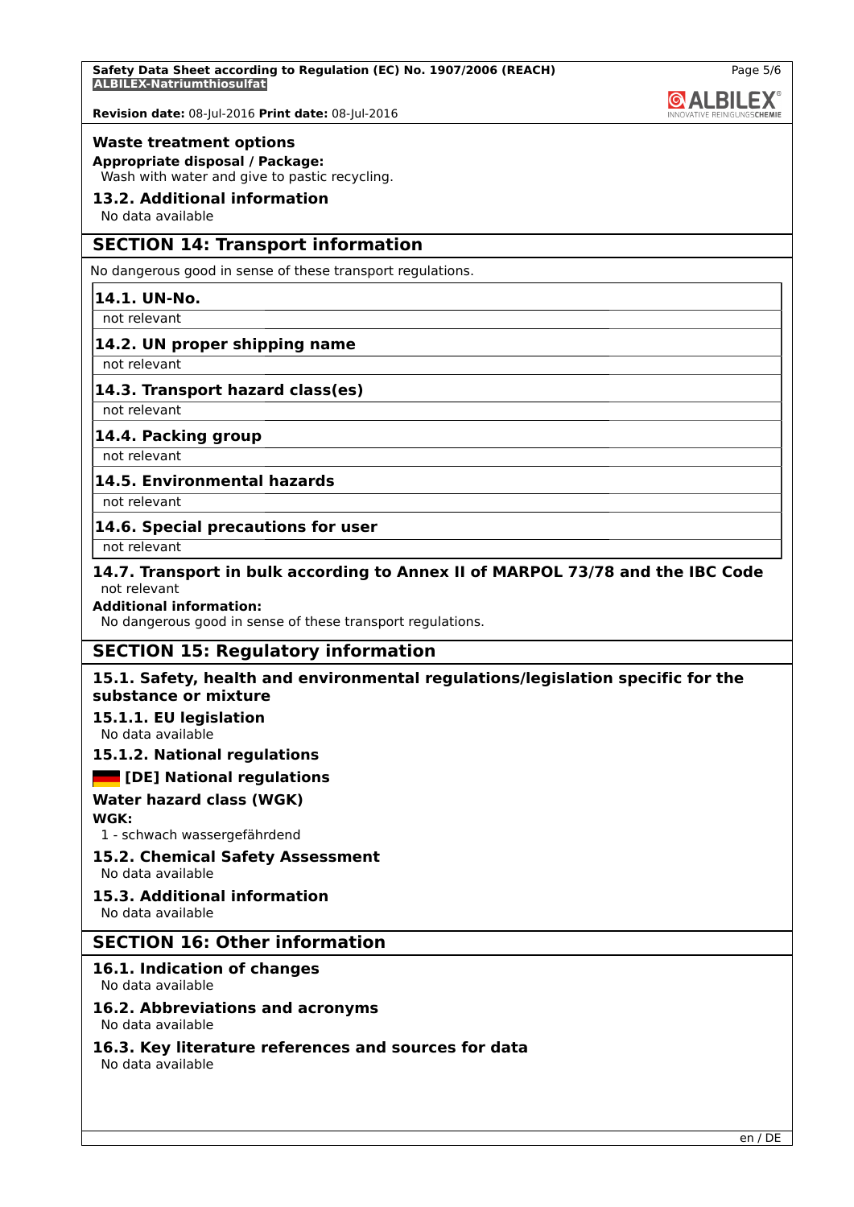**Waste treatment options**

**Appropriate disposal / Package:**

Wash with water and give to pastic recycling.

### 13.2. Additional information

No data available

## SECTION 14: Transport information

No dangerous good in sense of these transport regulations.

### 14.1. UN-No.

not relevant

### 14.2. UN proper shipping name

not relevant

### 14.3. Transport hazard class(es)

not relevant

### 14.4. Packing group

not relevant

### 14.5. Environmental hazards

not relevant

### 14.6. Special precautions for user

not relevant

### 14.7. Transport in bulk according to Annex II of MARPOL 73/78 and the IBC Code

not relevant

**Additional information:**

No dangerous good in sense of these transport regulations.

## SECTION 15: Regulatory information

### 15.1. Safety, health and environmental regulations/legislation specific for the substance or mixture

#### 15.1.1. EU legislation

No data available

#### 15.1.2. National regulations

**[DE] National regulations**

**Water hazard class (WGK)**

**WGK:**

1 - schwach wassergefährdend

### 15.2. Chemical Safety Assessment

No data available

### 15.3. Additional information

No data available

## SECTION 16: Other information

### 16.1. Indication of changes

No data available

### 16.2. Abbreviations and acronyms

No data available

### 16.3. Key literature references and sources for data

No data available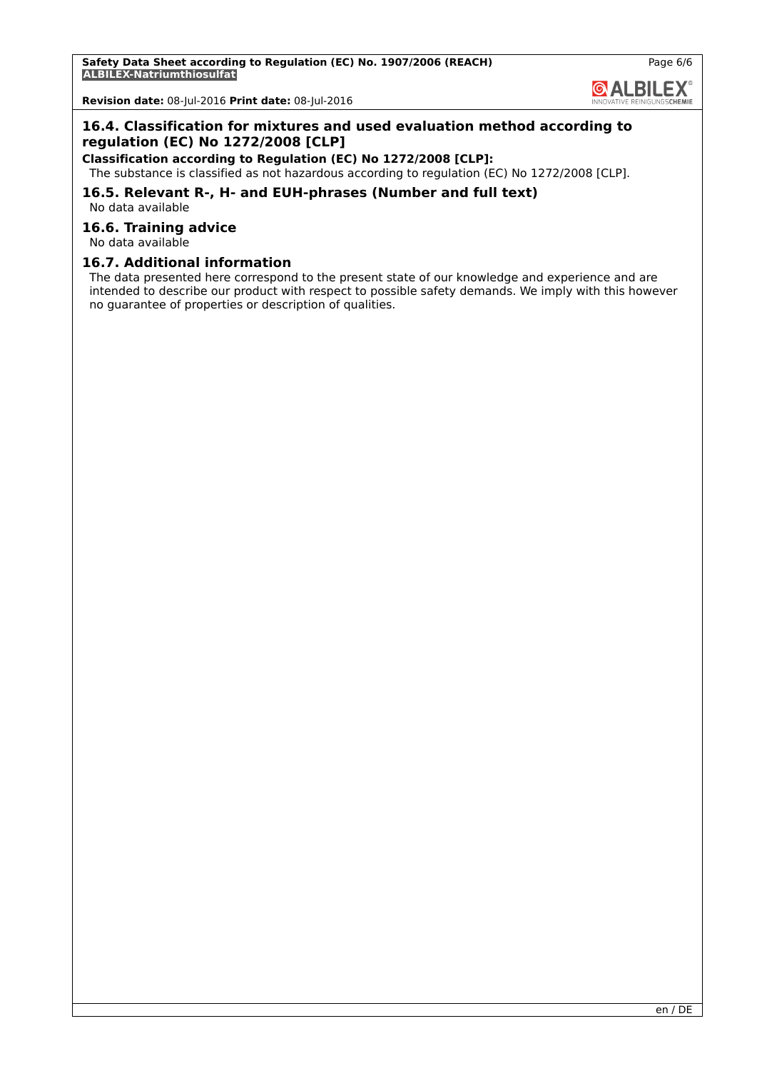## 16.4. Classification for mixtures and used evaluation method according to regulation (EC) No 1272/2008 [CLP]

**Classification according to Regulation (EC) No 1272/2008 [CLP]:**

The substance is classified as not hazardous according to regulation (EC) No 1272/2008 [CLP].

## 16.5. Relevant R-, H- and EUH-phrases (Number and full text)

No data available

## 16.6. Training advice

No data available

## 16.7. Additional information

The data presented here correspond to the present state of our knowledge and experience and are intended to describe our product with respect to possible safety demands. We imply with this however no guarantee of properties or description of qualities.